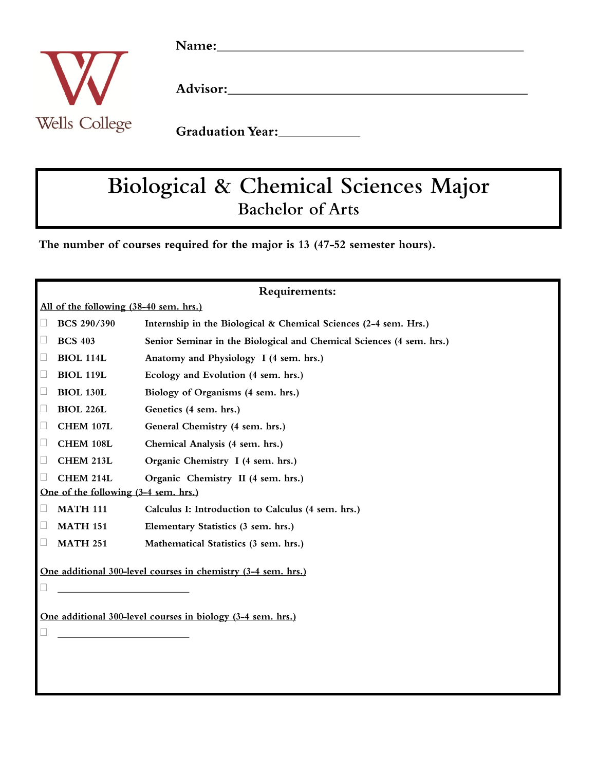Wells College

**Name:**\_\_\_\_\_\_\_\_\_\_\_\_\_\_\_\_\_\_\_\_\_\_\_\_\_\_\_\_\_\_\_\_\_\_\_\_\_\_\_\_

**Advisor:**\_\_\_\_\_\_\_\_\_\_\_\_\_\_\_\_\_\_\_\_\_\_\_\_\_\_\_\_\_\_\_\_\_\_\_\_\_\_\_\_

**Graduation Year:**\_\_\_\_\_\_\_\_\_\_\_\_

# Biological & Chemical Sciences Major

## Bachelor of Arts

**The number of courses required for the major is 13 (47-52 semester hours).**

### Requirements:

**All of the following (38-40 sem. hrs.)**

- ☐ **BCS 290/390** — Internship in the Biological & Chemical Sciences (2-4 sem. Hrs.)
- ☐ **BCS 403** — Senior Seminar in the Biological and Chemical Sciences (4 sem. hrs.)
- ☐ **BIOL 114L** — Anatomy and Physiology I (4 sem. hrs.)
- ☐ **BIOL 119L** — Ecology and Evolution (4 sem. hrs.)
- ☐ **BIOL 130L** — Biology of Organisms (4 sem. hrs.)
- ☐ **BIOL 226L** — Genetics (4 sem. hrs.)
- ☐ **CHEM 107L** — General Chemistry (4 sem. hrs.)
- ☐ **CHEM 108L** — Chemical Analysis (4 sem. hrs.)
- ☐ **CHEM 213L** — Organic Chemistry I (4 sem. hrs.)
- ☐ **CHEM 214L** — Organic Chemistry II (4 sem. hrs.)

**One of the following (3-4 sem. hrs.)**

- ☐ **MATH 111** — Calculus I: Introduction to Calculus (4 sem. hrs.)
- ☐ **MATH 151** — Elementary Statistics (3 sem. hrs.)
- ☐ **MATH 251** — Mathematical Statistics (3 sem. hrs.)

**One additional 300-level courses in chemistry (3-4 sem. hrs.)**

- ☐ \_\_\_\_\_\_\_\_\_\_\_\_\_\_\_\_\_\_\_\_\_\_\_\_

**One additional 300-level courses in biology (3-4 sem. hrs.)**

- ☐ \_\_\_\_\_\_\_\_\_\_\_\_\_\_\_\_\_\_\_\_\_\_\_\_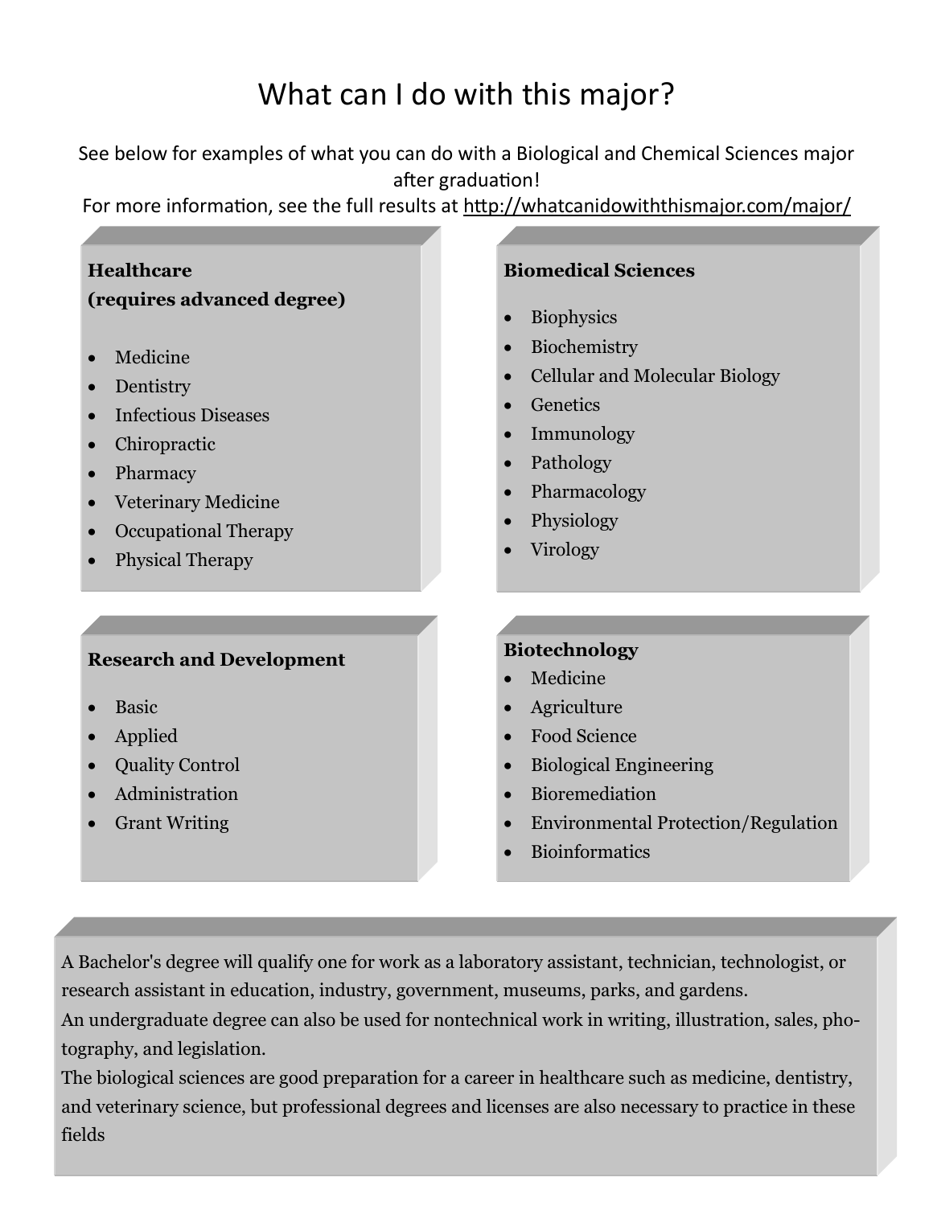# What can I do with this major?

See below for examples of what you can do with a Biological and Chemical Sciences major after graduation!
For more information, see the full results at http://whatcanidowiththismajor.com/major/

**Healthcare**
**(requires advanced degree)**

- Medicine
- Dentistry
- Infectious Diseases
- Chiropractic
- Pharmacy
- Veterinary Medicine
- Occupational Therapy
- Physical Therapy

**Biomedical Sciences**

- Biophysics
- Biochemistry
- Cellular and Molecular Biology
- Genetics
- Immunology
- Pathology
- Pharmacology
- Physiology
- Virology

**Research and Development**

- Basic
- Applied
- Quality Control
- Administration
- Grant Writing

**Biotechnology**

- Medicine
- Agriculture
- Food Science
- Biological Engineering
- Bioremediation
- Environmental Protection/Regulation
- Bioinformatics

A Bachelor's degree will qualify one for work as a laboratory assistant, technician, technologist, or research assistant in education, industry, government, museums, parks, and gardens.
An undergraduate degree can also be used for nontechnical work in writing, illustration, sales, photography, and legislation.
The biological sciences are good preparation for a career in healthcare such as medicine, dentistry, and veterinary science, but professional degrees and licenses are also necessary to practice in these fields